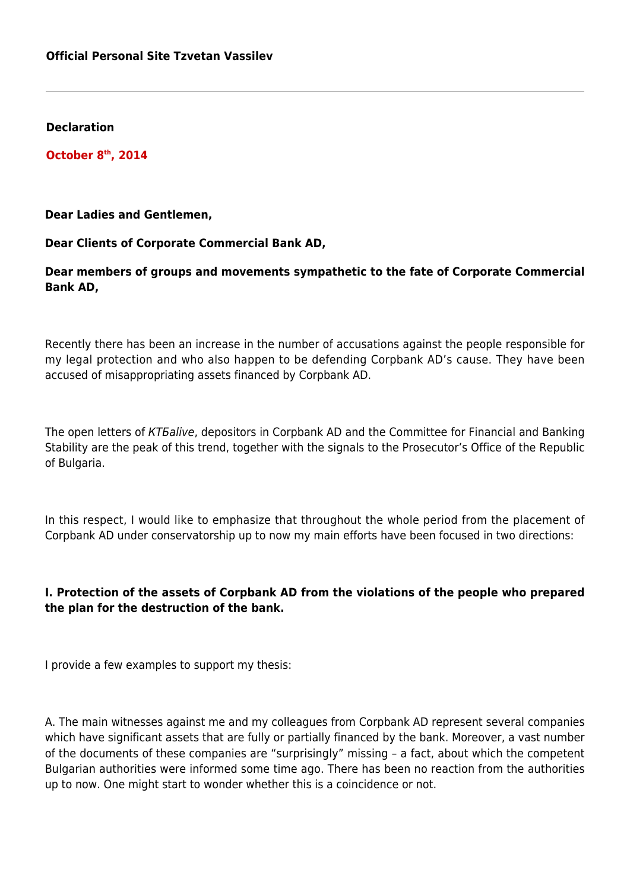**Official Personal Site Tzvetan Vassilev**

---

**Declaration**

**October 8th, 2014**

**Dear Ladies and Gentlemen,**

**Dear Clients of Corporate Commercial Bank AD,**

**Dear members of groups and movements sympathetic to the fate of Corporate Commercial Bank AD,**

Recently there has been an increase in the number of accusations against the people responsible for my legal protection and who also happen to be defending Corpbank AD's cause. They have been accused of misappropriating assets financed by Corpbank AD.

The open letters of *КТБalive*, depositors in Corpbank AD and the Committee for Financial and Banking Stability are the peak of this trend, together with the signals to the Prosecutor's Office of the Republic of Bulgaria.

In this respect, I would like to emphasize that throughout the whole period from the placement of Corpbank AD under conservatorship up to now my main efforts have been focused in two directions:

**I. Protection of the assets of Corpbank AD from the violations of the people who prepared the plan for the destruction of the bank.**

I provide a few examples to support my thesis:

A. The main witnesses against me and my colleagues from Corpbank AD represent several companies which have significant assets that are fully or partially financed by the bank. Moreover, a vast number of the documents of these companies are "surprisingly" missing – a fact, about which the competent Bulgarian authorities were informed some time ago. There has been no reaction from the authorities up to now. One might start to wonder whether this is a coincidence or not.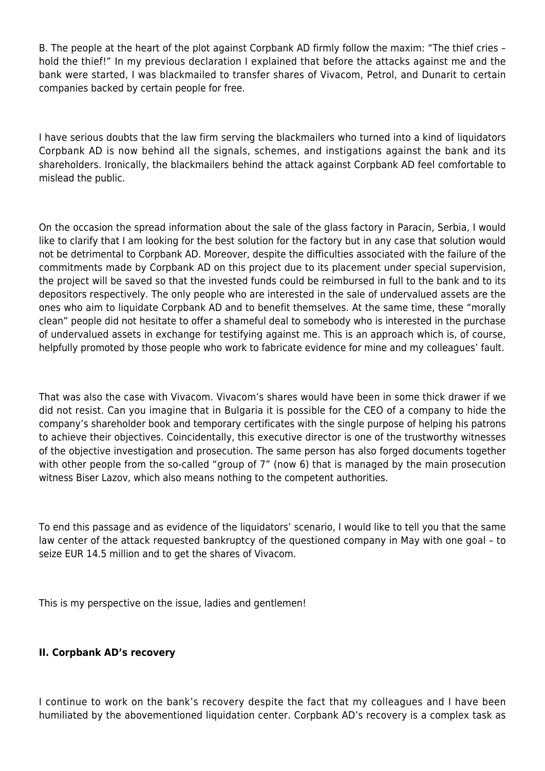B. The people at the heart of the plot against Corpbank AD firmly follow the maxim: "The thief cries – hold the thief!" In my previous declaration I explained that before the attacks against me and the bank were started, I was blackmailed to transfer shares of Vivacom, Petrol, and Dunarit to certain companies backed by certain people for free.

I have serious doubts that the law firm serving the blackmailers who turned into a kind of liquidators Corpbank AD is now behind all the signals, schemes, and instigations against the bank and its shareholders. Ironically, the blackmailers behind the attack against Corpbank AD feel comfortable to mislead the public.

On the occasion the spread information about the sale of the glass factory in Paracin, Serbia, I would like to clarify that I am looking for the best solution for the factory but in any case that solution would not be detrimental to Corpbank AD. Moreover, despite the difficulties associated with the failure of the commitments made by Corpbank AD on this project due to its placement under special supervision, the project will be saved so that the invested funds could be reimbursed in full to the bank and to its depositors respectively. The only people who are interested in the sale of undervalued assets are the ones who aim to liquidate Corpbank AD and to benefit themselves. At the same time, these "morally clean" people did not hesitate to offer a shameful deal to somebody who is interested in the purchase of undervalued assets in exchange for testifying against me. This is an approach which is, of course, helpfully promoted by those people who work to fabricate evidence for mine and my colleagues' fault.

That was also the case with Vivacom. Vivacom's shares would have been in some thick drawer if we did not resist. Can you imagine that in Bulgaria it is possible for the CEO of a company to hide the company's shareholder book and temporary certificates with the single purpose of helping his patrons to achieve their objectives. Coincidentally, this executive director is one of the trustworthy witnesses of the objective investigation and prosecution. The same person has also forged documents together with other people from the so-called "group of 7" (now 6) that is managed by the main prosecution witness Biser Lazov, which also means nothing to the competent authorities.

To end this passage and as evidence of the liquidators' scenario, I would like to tell you that the same law center of the attack requested bankruptcy of the questioned company in May with one goal – to seize EUR 14.5 million and to get the shares of Vivacom.

This is my perspective on the issue, ladies and gentlemen!

**II. Corpbank AD's recovery**

I continue to work on the bank's recovery despite the fact that my colleagues and I have been humiliated by the abovementioned liquidation center. Corpbank AD's recovery is a complex task as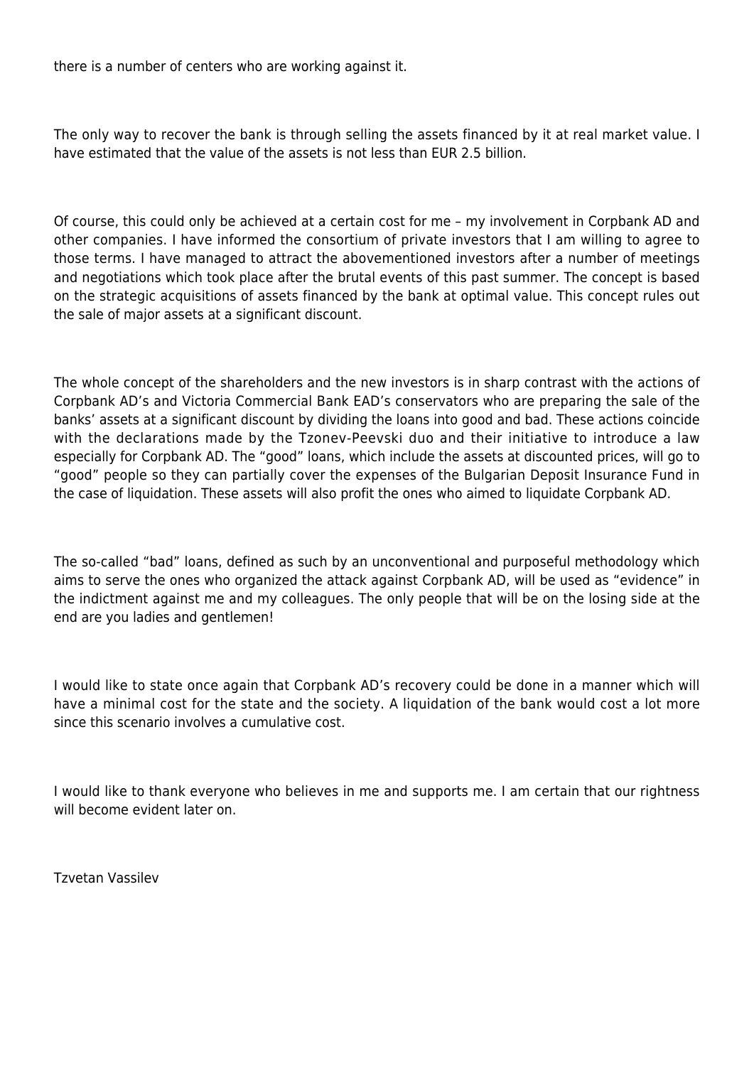there is a number of centers who are working against it.

The only way to recover the bank is through selling the assets financed by it at real market value. I have estimated that the value of the assets is not less than EUR 2.5 billion.

Of course, this could only be achieved at a certain cost for me – my involvement in Corpbank AD and other companies. I have informed the consortium of private investors that I am willing to agree to those terms. I have managed to attract the abovementioned investors after a number of meetings and negotiations which took place after the brutal events of this past summer. The concept is based on the strategic acquisitions of assets financed by the bank at optimal value. This concept rules out the sale of major assets at a significant discount.

The whole concept of the shareholders and the new investors is in sharp contrast with the actions of Corpbank AD's and Victoria Commercial Bank EAD's conservators who are preparing the sale of the banks' assets at a significant discount by dividing the loans into good and bad. These actions coincide with the declarations made by the Tzonev-Peevski duo and their initiative to introduce a law especially for Corpbank AD. The "good" loans, which include the assets at discounted prices, will go to "good" people so they can partially cover the expenses of the Bulgarian Deposit Insurance Fund in the case of liquidation. These assets will also profit the ones who aimed to liquidate Corpbank AD.

The so-called "bad" loans, defined as such by an unconventional and purposeful methodology which aims to serve the ones who organized the attack against Corpbank AD, will be used as "evidence" in the indictment against me and my colleagues. The only people that will be on the losing side at the end are you ladies and gentlemen!

I would like to state once again that Corpbank AD's recovery could be done in a manner which will have a minimal cost for the state and the society. A liquidation of the bank would cost a lot more since this scenario involves a cumulative cost.

I would like to thank everyone who believes in me and supports me. I am certain that our rightness will become evident later on.

Tzvetan Vassilev